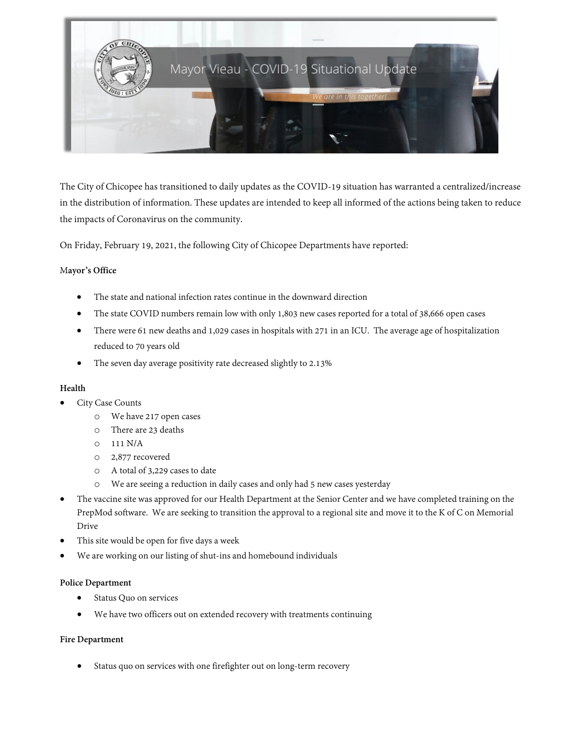# Mayor Vieau - COVID-19 Situational Update

*We are in this together!*

The City of Chicopee has transitioned to daily updates as the COVID-19 situation has warranted a centralized/increase in the distribution of information. These updates are intended to keep all informed of the actions being taken to reduce the impacts of Coronavirus on the community.

On Friday, February 19, 2021, the following City of Chicopee Departments have reported:

**Mayor's Office**

- The state and national infection rates continue in the downward direction
- The state COVID numbers remain low with only 1,803 new cases reported for a total of 38,666 open cases
- There were 61 new deaths and 1,029 cases in hospitals with 271 in an ICU. The average age of hospitalization reduced to 70 years old
- The seven day average positivity rate decreased slightly to 2.13%

**Health**

- City Case Counts
  - We have 217 open cases
  - There are 23 deaths
  - 111 N/A
  - 2,877 recovered
  - A total of 3,229 cases to date
  - We are seeing a reduction in daily cases and only had 5 new cases yesterday
- The vaccine site was approved for our Health Department at the Senior Center and we have completed training on the PrepMod software. We are seeking to transition the approval to a regional site and move it to the K of C on Memorial Drive
- This site would be open for five days a week
- We are working on our listing of shut-ins and homebound individuals

**Police Department**

- Status Quo on services
- We have two officers out on extended recovery with treatments continuing

**Fire Department**

- Status quo on services with one firefighter out on long-term recovery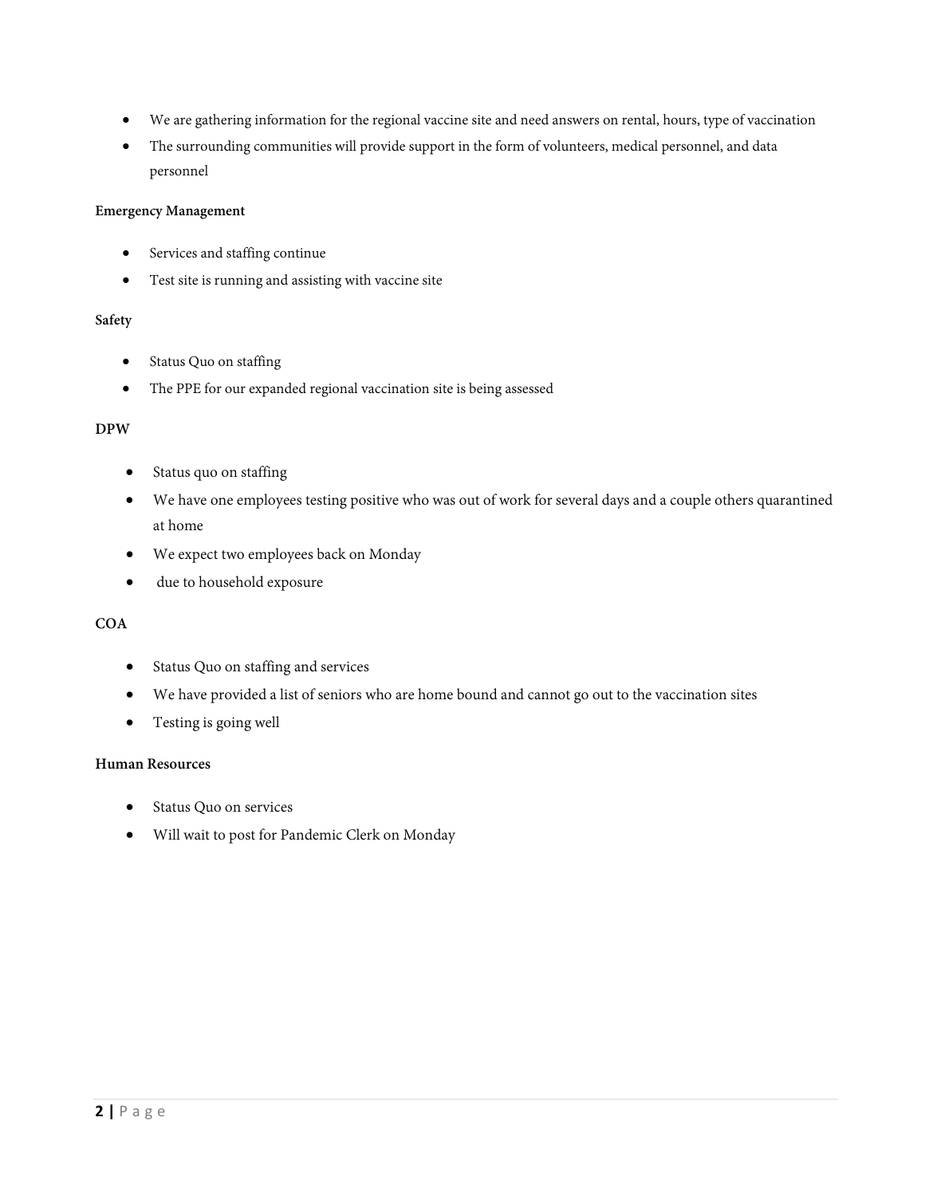- We are gathering information for the regional vaccine site and need answers on rental, hours, type of vaccination
- The surrounding communities will provide support in the form of volunteers, medical personnel, and data personnel

**Emergency Management**

- Services and staffing continue
- Test site is running and assisting with vaccine site

**Safety**

- Status Quo on staffing
- The PPE for our expanded regional vaccination site is being assessed

**DPW**

- Status quo on staffing
- We have one employees testing positive who was out of work for several days and a couple others quarantined at home
- We expect two employees back on Monday
- due to household exposure

**COA**

- Status Quo on staffing and services
- We have provided a list of seniors who are home bound and cannot go out to the vaccination sites
- Testing is going well

**Human Resources**

- Status Quo on services
- Will wait to post for Pandemic Clerk on Monday